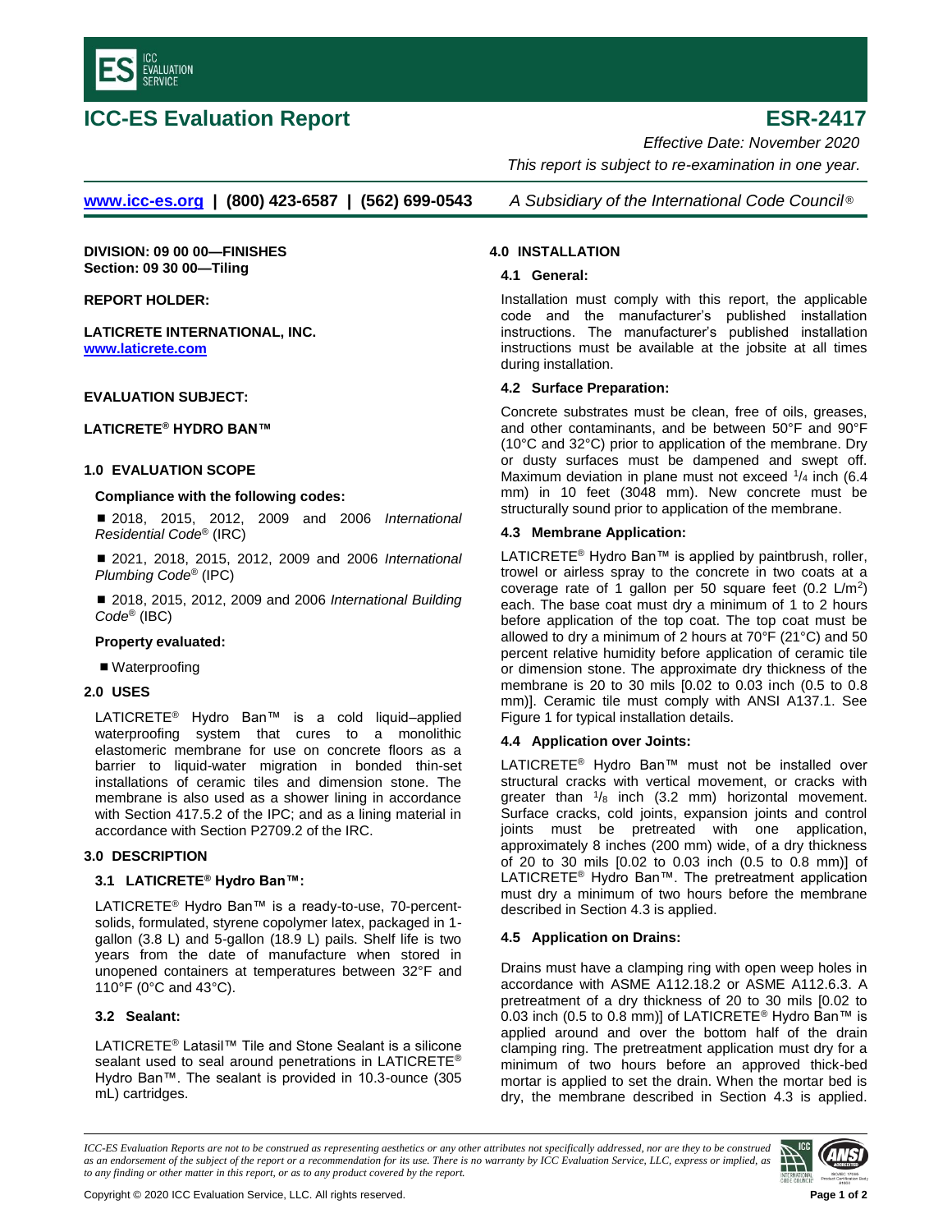# ICC-ES Evaluation Report

# ESR-2417

*Effective Date: November 2020*

*This report is subject to re-examination in one year.*

**www.icc-es.org | (800) 423-6587 | (562) 699-0543** *A Subsidiary of the International Code Council®*

**DIVISION: 09 00 00—FINISHES**
**Section: 09 30 00—Tiling**

**REPORT HOLDER:**

**LATICRETE INTERNATIONAL, INC.**
**www.laticrete.com**

**EVALUATION SUBJECT:**

**LATICRETE® HYDRO BAN™**

## 1.0 EVALUATION SCOPE

**Compliance with the following codes:**

- 2018, 2015, 2012, 2009 and 2006 *International Residential Code®* (IRC)
- 2021, 2018, 2015, 2012, 2009 and 2006 *International Plumbing Code®* (IPC)
- 2018, 2015, 2012, 2009 and 2006 *International Building Code®* (IBC)

**Property evaluated:**

- Waterproofing

## 2.0 USES

LATICRETE® Hydro Ban™ is a cold liquid–applied waterproofing system that cures to a monolithic elastomeric membrane for use on concrete floors as a barrier to liquid-water migration in bonded thin-set installations of ceramic tiles and dimension stone. The membrane is also used as a shower lining in accordance with Section 417.5.2 of the IPC; and as a lining material in accordance with Section P2709.2 of the IRC.

## 3.0 DESCRIPTION

### 3.1 LATICRETE® Hydro Ban™:

LATICRETE® Hydro Ban™ is a ready-to-use, 70-percent-solids, formulated, styrene copolymer latex, packaged in 1-gallon (3.8 L) and 5-gallon (18.9 L) pails. Shelf life is two years from the date of manufacture when stored in unopened containers at temperatures between 32°F and 110°F (0°C and 43°C).

### 3.2 Sealant:

LATICRETE® Latasil™ Tile and Stone Sealant is a silicone sealant used to seal around penetrations in LATICRETE® Hydro Ban™. The sealant is provided in 10.3-ounce (305 mL) cartridges.

## 4.0 INSTALLATION

### 4.1 General:

Installation must comply with this report, the applicable code and the manufacturer's published installation instructions. The manufacturer's published installation instructions must be available at the jobsite at all times during installation.

### 4.2 Surface Preparation:

Concrete substrates must be clean, free of oils, greases, and other contaminants, and be between 50°F and 90°F (10°C and 32°C) prior to application of the membrane. Dry or dusty surfaces must be dampened and swept off. Maximum deviation in plane must not exceed $^{1}/_{4}$ inch (6.4 mm) in 10 feet (3048 mm). New concrete must be structurally sound prior to application of the membrane.

### 4.3 Membrane Application:

LATICRETE® Hydro Ban™ is applied by paintbrush, roller, trowel or airless spray to the concrete in two coats at a coverage rate of 1 gallon per 50 square feet (0.2 L/m$^2$) each. The base coat must dry a minimum of 1 to 2 hours before application of the top coat. The top coat must be allowed to dry a minimum of 2 hours at 70°F (21°C) and 50 percent relative humidity before application of ceramic tile or dimension stone. The approximate dry thickness of the membrane is 20 to 30 mils [0.02 to 0.03 inch (0.5 to 0.8 mm)]. Ceramic tile must comply with ANSI A137.1. See Figure 1 for typical installation details.

### 4.4 Application over Joints:

LATICRETE® Hydro Ban™ must not be installed over structural cracks with vertical movement, or cracks with greater than $^{1}/_{8}$ inch (3.2 mm) horizontal movement. Surface cracks, cold joints, expansion joints and control joints must be pretreated with one application, approximately 8 inches (200 mm) wide, of a dry thickness of 20 to 30 mils [0.02 to 0.03 inch (0.5 to 0.8 mm)] of LATICRETE® Hydro Ban™. The pretreatment application must dry a minimum of two hours before the membrane described in Section 4.3 is applied.

### 4.5 Application on Drains:

Drains must have a clamping ring with open weep holes in accordance with ASME A112.18.2 or ASME A112.6.3. A pretreatment of a dry thickness of 20 to 30 mils [0.02 to 0.03 inch (0.5 to 0.8 mm)] of LATICRETE® Hydro Ban™ is applied around and over the bottom half of the drain clamping ring. The pretreatment application must dry for a minimum of two hours before an approved thick-bed mortar is applied to set the drain. When the mortar bed is dry, the membrane described in Section 4.3 is applied.

*ICC-ES Evaluation Reports are not to be construed as representing aesthetics or any other attributes not specifically addressed, nor are they to be construed as an endorsement of the subject of the report or a recommendation for its use. There is no warranty by ICC Evaluation Service, LLC, express or implied, as to any finding or other matter in this report, or as to any product covered by the report.*

Copyright © 2020 ICC Evaluation Service, LLC. All rights reserved.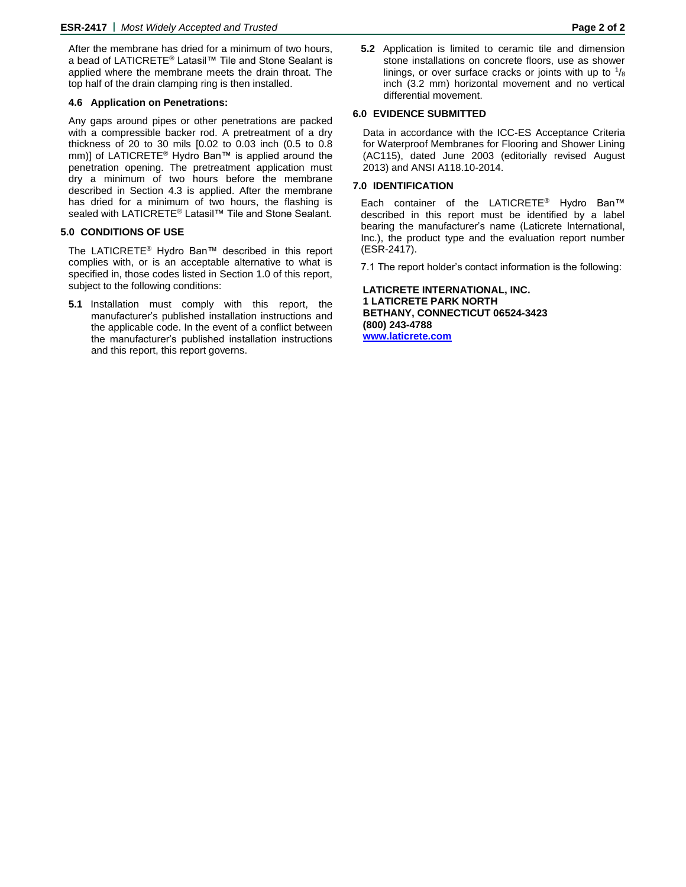After the membrane has dried for a minimum of two hours, a bead of LATICRETE® Latasil™ Tile and Stone Sealant is applied where the membrane meets the drain throat. The top half of the drain clamping ring is then installed.

### 4.6 Application on Penetrations:

Any gaps around pipes or other penetrations are packed with a compressible backer rod. A pretreatment of a dry thickness of 20 to 30 mils [0.02 to 0.03 inch (0.5 to 0.8 mm)] of LATICRETE® Hydro Ban™ is applied around the penetration opening. The pretreatment application must dry a minimum of two hours before the membrane described in Section 4.3 is applied. After the membrane has dried for a minimum of two hours, the flashing is sealed with LATICRETE® Latasil™ Tile and Stone Sealant.

## 5.0 CONDITIONS OF USE

The LATICRETE® Hydro Ban™ described in this report complies with, or is an acceptable alternative to what is specified in, those codes listed in Section 1.0 of this report, subject to the following conditions:

**5.1** Installation must comply with this report, the manufacturer's published installation instructions and the applicable code. In the event of a conflict between the manufacturer's published installation instructions and this report, this report governs.

**5.2** Application is limited to ceramic tile and dimension stone installations on concrete floors, use as shower linings, or over surface cracks or joints with up to $^1/_8$ inch (3.2 mm) horizontal movement and no vertical differential movement.

## 6.0 EVIDENCE SUBMITTED

Data in accordance with the ICC-ES Acceptance Criteria for Waterproof Membranes for Flooring and Shower Lining (AC115), dated June 2003 (editorially revised August 2013) and ANSI A118.10-2014.

## 7.0 IDENTIFICATION

Each container of the LATICRETE® Hydro Ban™ described in this report must be identified by a label bearing the manufacturer's name (Laticrete International, Inc.), the product type and the evaluation report number (ESR-2417).

7.1 The report holder's contact information is the following:

**LATICRETE INTERNATIONAL, INC.**
**1 LATICRETE PARK NORTH**
**BETHANY, CONNECTICUT 06524-3423**
**(800) 243-4788**
**www.laticrete.com**